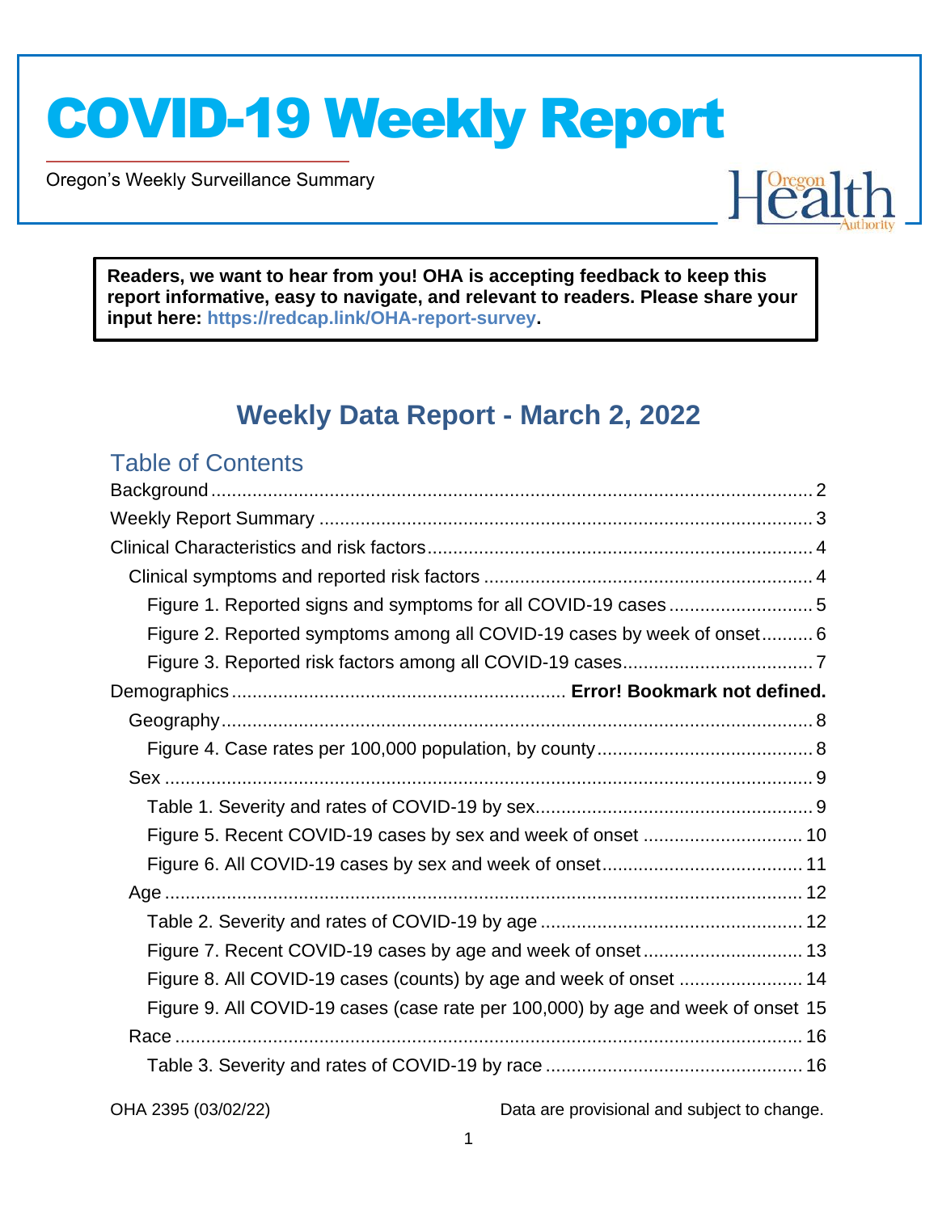# COVID-19 Weekly Report

Oregon's Weekly Surveillance Summary

Oregon Health Authority

**Readers, we want to hear from you! OHA is accepting feedback to keep this report informative, easy to navigate, and relevant to readers. Please share your input here: https://redcap.link/OHA-report-survey.**

## Weekly Data Report - March 2, 2022

### Table of Contents

Background ..... 2
Weekly Report Summary ..... 3
Clinical Characteristics and risk factors ..... 4
- Clinical symptoms and reported risk factors ..... 4
  - Figure 1. Reported signs and symptoms for all COVID-19 cases ..... 5
  - Figure 2. Reported symptoms among all COVID-19 cases by week of onset ..... 6
  - Figure 3. Reported risk factors among all COVID-19 cases ..... 7

Demographics ..... **Error! Bookmark not defined.**
- Geography ..... 8
  - Figure 4. Case rates per 100,000 population, by county ..... 8
- Sex ..... 9
  - Table 1. Severity and rates of COVID-19 by sex ..... 9
  - Figure 5. Recent COVID-19 cases by sex and week of onset ..... 10
  - Figure 6. All COVID-19 cases by sex and week of onset ..... 11
- Age ..... 12
  - Table 2. Severity and rates of COVID-19 by age ..... 12
  - Figure 7. Recent COVID-19 cases by age and week of onset ..... 13
  - Figure 8. All COVID-19 cases (counts) by age and week of onset ..... 14
  - Figure 9. All COVID-19 cases (case rate per 100,000) by age and week of onset ..... 15
- Race ..... 16
  - Table 3. Severity and rates of COVID-19 by race ..... 16

OHA 2395 (03/02/22)

Data are provisional and subject to change.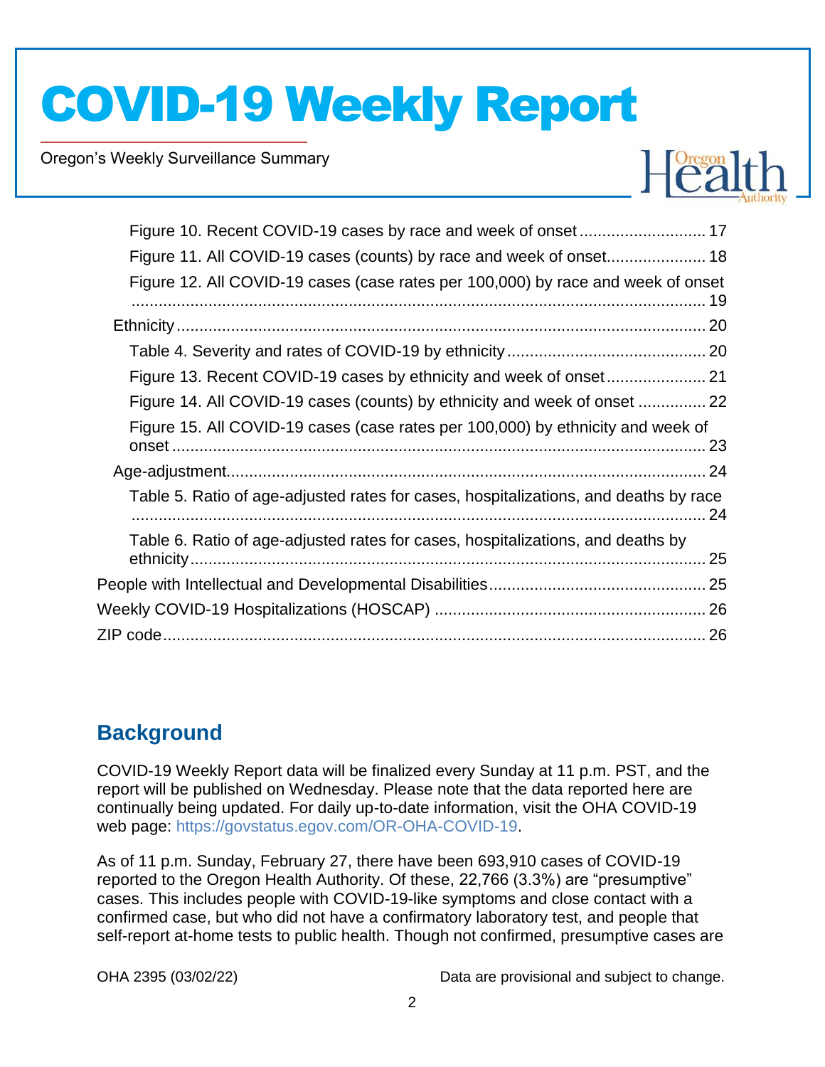Figure 10. Recent COVID-19 cases by race and week of onset ........................... 17

Figure 11. All COVID-19 cases (counts) by race and week of onset..................... 18

Figure 12. All COVID-19 cases (case rates per 100,000) by race and week of onset ................................................................................................................ 19

Ethnicity ................................................................................................................... 20

Table 4. Severity and rates of COVID-19 by ethnicity ........................................... 20

Figure 13. Recent COVID-19 cases by ethnicity and week of onset...................... 21

Figure 14. All COVID-19 cases (counts) by ethnicity and week of onset .............. 22

Figure 15. All COVID-19 cases (case rates per 100,000) by ethnicity and week of onset ..................................................................................................................... 23

Age-adjustment........................................................................................................ 24

Table 5. Ratio of age-adjusted rates for cases, hospitalizations, and deaths by race ............................................................................................................................... 24

Table 6. Ratio of age-adjusted rates for cases, hospitalizations, and deaths by ethnicity................................................................................................................. 25

People with Intellectual and Developmental Disabilities............................................... 25

Weekly COVID-19 Hospitalizations (HOSCAP) ........................................................... 26

ZIP code....................................................................................................................... 26

## Background

COVID-19 Weekly Report data will be finalized every Sunday at 11 p.m. PST, and the report will be published on Wednesday. Please note that the data reported here are continually being updated. For daily up-to-date information, visit the OHA COVID-19 web page: https://govstatus.egov.com/OR-OHA-COVID-19.

As of 11 p.m. Sunday, February 27, there have been 693,910 cases of COVID-19 reported to the Oregon Health Authority. Of these, 22,766 (3.3%) are "presumptive" cases. This includes people with COVID-19-like symptoms and close contact with a confirmed case, but who did not have a confirmatory laboratory test, and people that self-report at-home tests to public health. Though not confirmed, presumptive cases are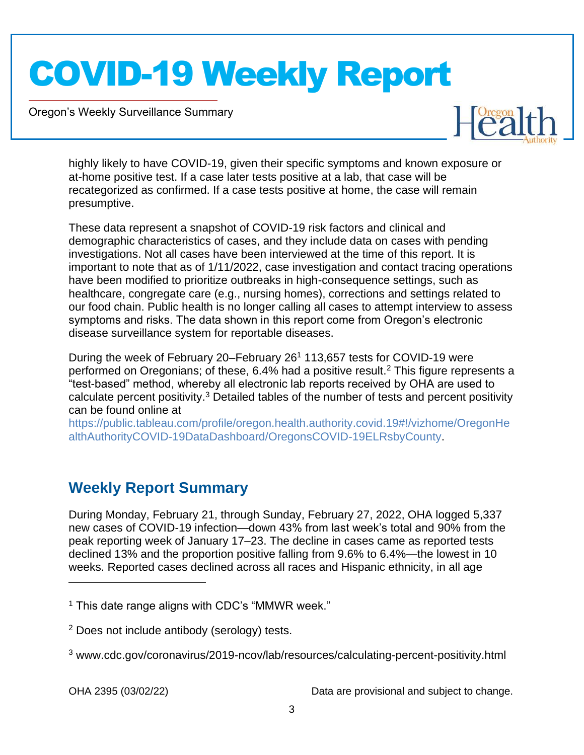highly likely to have COVID-19, given their specific symptoms and known exposure or at-home positive test. If a case later tests positive at a lab, that case will be recategorized as confirmed. If a case tests positive at home, the case will remain presumptive.

These data represent a snapshot of COVID-19 risk factors and clinical and demographic characteristics of cases, and they include data on cases with pending investigations. Not all cases have been interviewed at the time of this report. It is important to note that as of 1/11/2022, case investigation and contact tracing operations have been modified to prioritize outbreaks in high-consequence settings, such as healthcare, congregate care (e.g., nursing homes), corrections and settings related to our food chain. Public health is no longer calling all cases to attempt interview to assess symptoms and risks. The data shown in this report come from Oregon's electronic disease surveillance system for reportable diseases.

During the week of February 20–February 26[1] 113,657 tests for COVID-19 were performed on Oregonians; of these, 6.4% had a positive result.[2] This figure represents a "test-based" method, whereby all electronic lab reports received by OHA are used to calculate percent positivity.[3] Detailed tables of the number of tests and percent positivity can be found online at https://public.tableau.com/profile/oregon.health.authority.covid.19#!/vizhome/OregonHealthAuthorityCOVID-19DataDashboard/OregonsCOVID-19ELRsbyCounty.

## Weekly Report Summary

During Monday, February 21, through Sunday, February 27, 2022, OHA logged 5,337 new cases of COVID-19 infection—down 43% from last week's total and 90% from the peak reporting week of January 17–23. The decline in cases came as reported tests declined 13% and the proportion positive falling from 9.6% to 6.4%—the lowest in 10 weeks. Reported cases declined across all races and Hispanic ethnicity, in all age

---

[1] This date range aligns with CDC's "MMWR week."

[2] Does not include antibody (serology) tests.

[3] www.cdc.gov/coronavirus/2019-ncov/lab/resources/calculating-percent-positivity.html

OHA 2395 (03/02/22) Data are provisional and subject to change.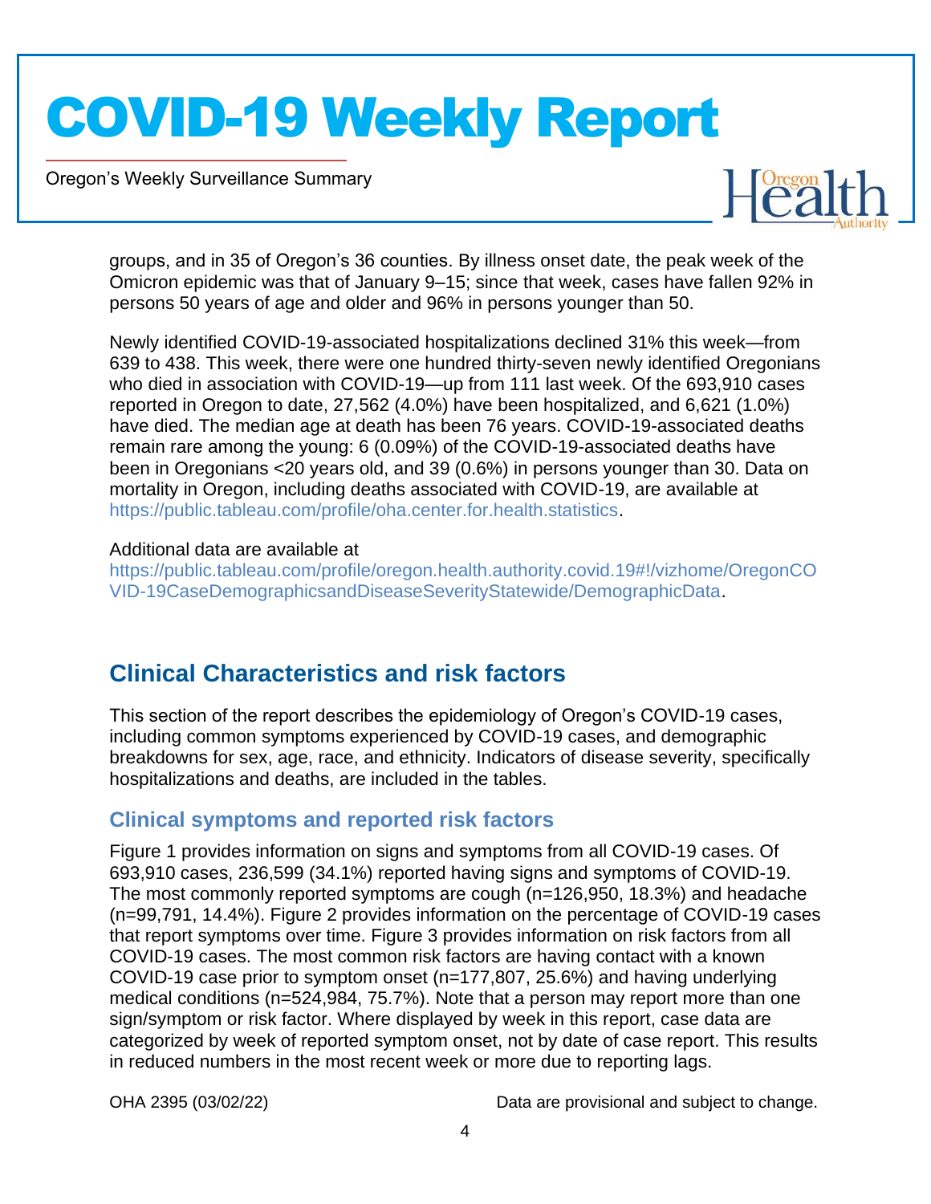groups, and in 35 of Oregon's 36 counties. By illness onset date, the peak week of the Omicron epidemic was that of January 9–15; since that week, cases have fallen 92% in persons 50 years of age and older and 96% in persons younger than 50.

Newly identified COVID-19-associated hospitalizations declined 31% this week—from 639 to 438. This week, there were one hundred thirty-seven newly identified Oregonians who died in association with COVID-19—up from 111 last week. Of the 693,910 cases reported in Oregon to date, 27,562 (4.0%) have been hospitalized, and 6,621 (1.0%) have died. The median age at death has been 76 years. COVID-19-associated deaths remain rare among the young: 6 (0.09%) of the COVID-19-associated deaths have been in Oregonians <20 years old, and 39 (0.6%) in persons younger than 30. Data on mortality in Oregon, including deaths associated with COVID-19, are available at https://public.tableau.com/profile/oha.center.for.health.statistics.

Additional data are available at https://public.tableau.com/profile/oregon.health.authority.covid.19#!/vizhome/OregonCOVID-19CaseDemographicsandDiseaseSeverityStatewide/DemographicData.

## Clinical Characteristics and risk factors

This section of the report describes the epidemiology of Oregon's COVID-19 cases, including common symptoms experienced by COVID-19 cases, and demographic breakdowns for sex, age, race, and ethnicity. Indicators of disease severity, specifically hospitalizations and deaths, are included in the tables.

### Clinical symptoms and reported risk factors

Figure 1 provides information on signs and symptoms from all COVID-19 cases. Of 693,910 cases, 236,599 (34.1%) reported having signs and symptoms of COVID-19. The most commonly reported symptoms are cough (n=126,950, 18.3%) and headache (n=99,791, 14.4%). Figure 2 provides information on the percentage of COVID-19 cases that report symptoms over time. Figure 3 provides information on risk factors from all COVID-19 cases. The most common risk factors are having contact with a known COVID-19 case prior to symptom onset (n=177,807, 25.6%) and having underlying medical conditions (n=524,984, 75.7%). Note that a person may report more than one sign/symptom or risk factor. Where displayed by week in this report, case data are categorized by week of reported symptom onset, not by date of case report. This results in reduced numbers in the most recent week or more due to reporting lags.

OHA 2395 (03/02/22) Data are provisional and subject to change.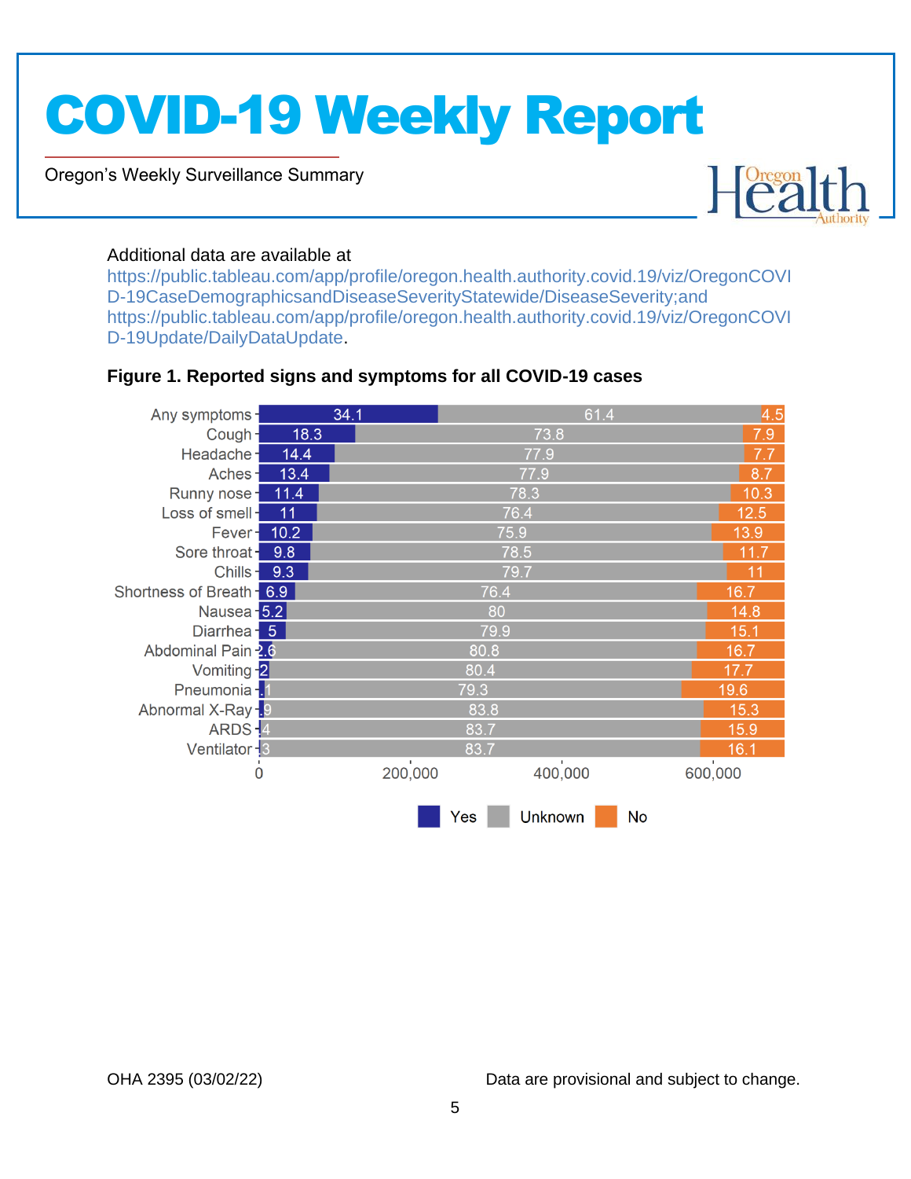Additional data are available at https://public.tableau.com/app/profile/oregon.health.authority.covid.19/viz/OregonCOVID-19CaseDemographicsandDiseaseSeverityStatewide/DiseaseSeverity;and https://public.tableau.com/app/profile/oregon.health.authority.covid.19/viz/OregonCOVID-19Update/DailyDataUpdate.

**Figure 1. Reported signs and symptoms for all COVID-19 cases**

| Symptom | Yes | Unknown | No |
|---|---|---|---|
| Any symptoms | 34.1 | 61.4 | 4.5 |
| Cough | 18.3 | 73.8 | 7.9 |
| Headache | 14.4 | 77.9 | 7.7 |
| Aches | 13.4 | 77.9 | 8.7 |
| Runny nose | 11.4 | 78.3 | 10.3 |
| Loss of smell | 11 | 76.4 | 12.5 |
| Fever | 10.2 | 75.9 | 13.9 |
| Sore throat | 9.8 | 78.5 | 11.7 |
| Chills | 9.3 | 79.7 | 11 |
| Shortness of Breath | 6.9 | 76.4 | 16.7 |
| Nausea | 5.2 | 80 | 14.8 |
| Diarrhea | 5 | 79.9 | 15.1 |
| Abdominal Pain | 2.6 | 80.8 | 16.7 |
| Vomiting | 2 | 80.4 | 17.7 |
| Pneumonia | 1.1 | 79.3 | 19.6 |
| Abnormal X-Ray | .9 | 83.8 | 15.3 |
| ARDS | .4 | 83.7 | 15.9 |
| Ventilator | .3 | 83.7 | 16.1 |

x-axis: 0, 200,000, 400,000, 600,000

Legend: Yes, Unknown, No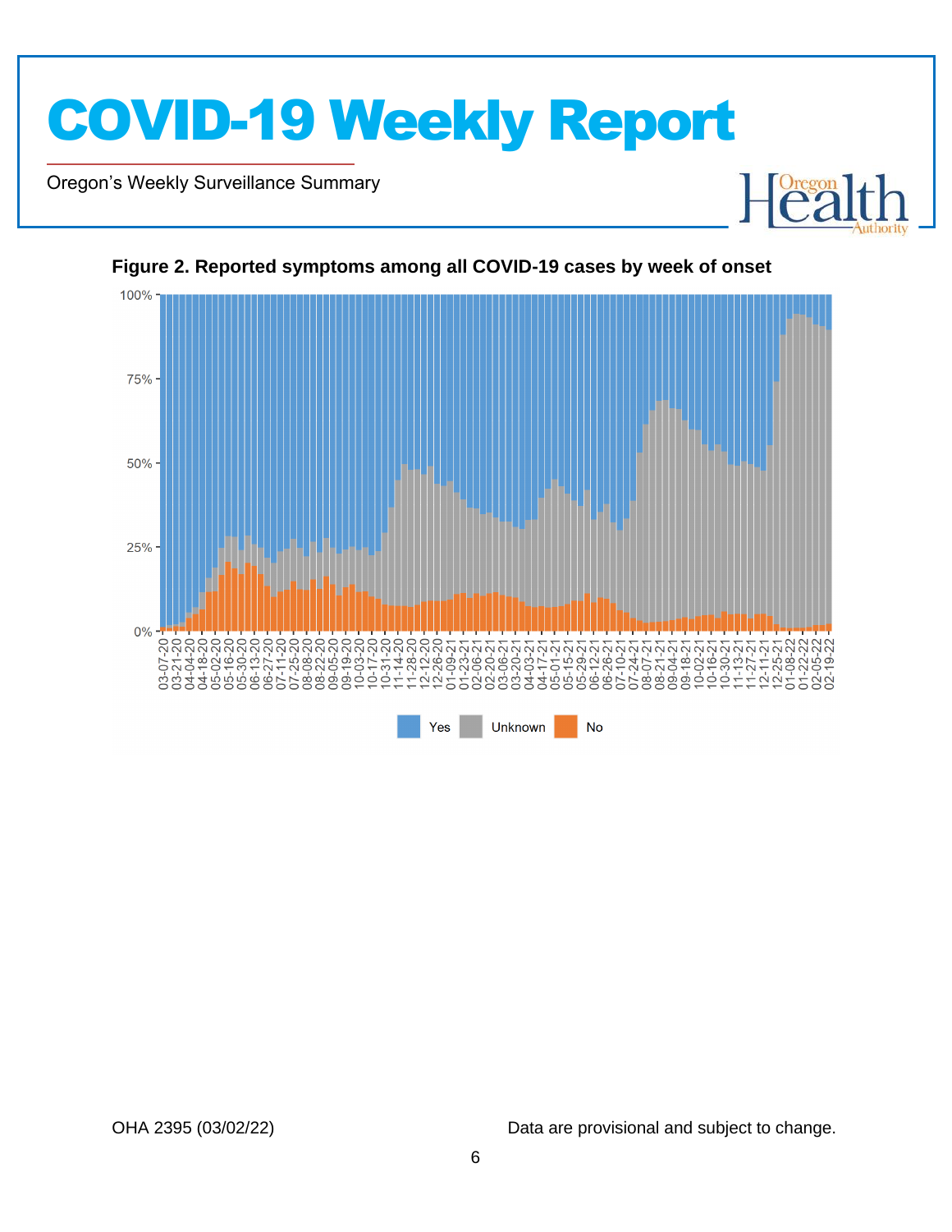**Figure 2. Reported symptoms among all COVID-19 cases by week of onset**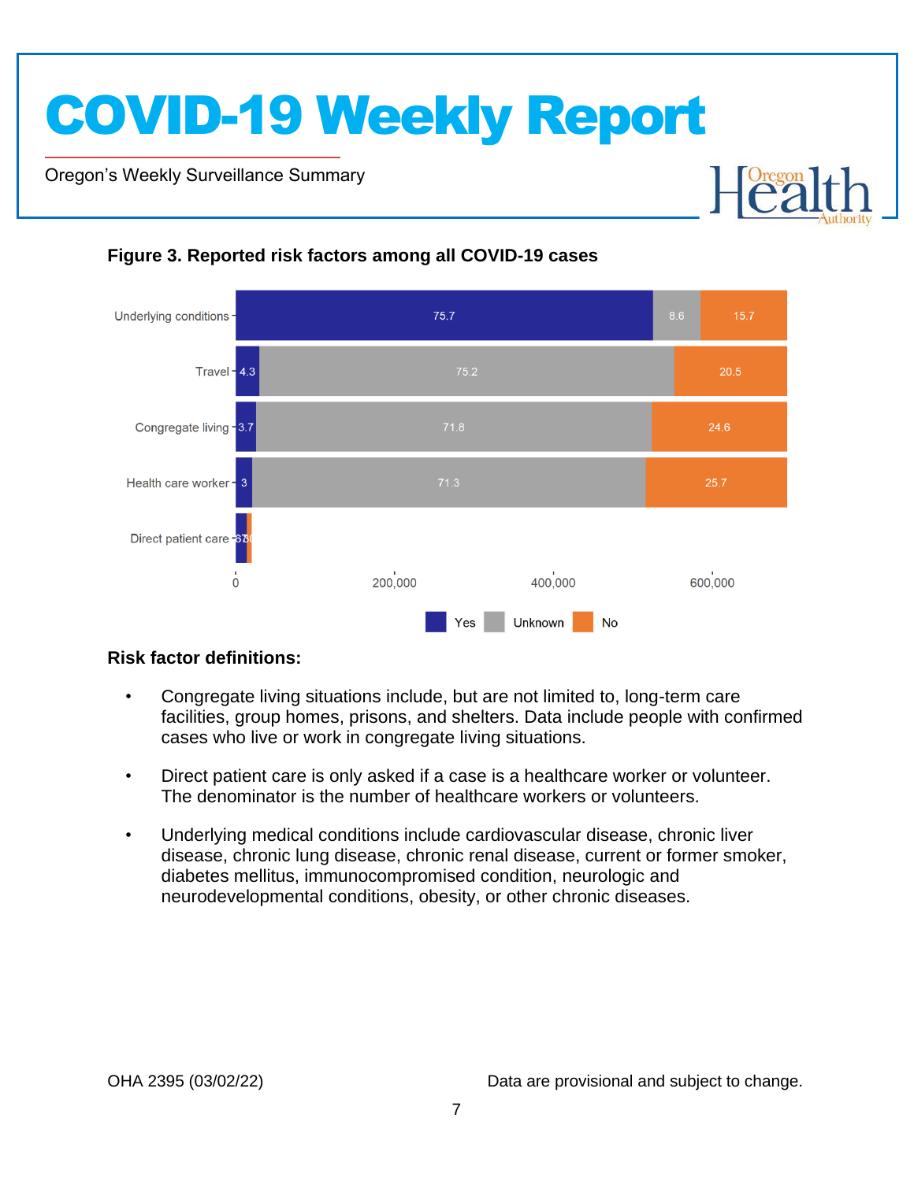#### Figure 3. Reported risk factors among all COVID-19 cases

| Risk factor | Yes | Unknown | No |
|---|---|---|---|
| Underlying conditions | 75.7 | 8.6 | 15.7 |
| Travel | 4.3 | 75.2 | 20.5 |
| Congregate living | 3.7 | 71.8 | 24.6 |
| Health care worker | 3 | 71.3 | 25.7 |
| Direct patient care | 67 | | 30 |

### Risk factor definitions:

- Congregate living situations include, but are not limited to, long-term care facilities, group homes, prisons, and shelters. Data include people with confirmed cases who live or work in congregate living situations.
- Direct patient care is only asked if a case is a healthcare worker or volunteer. The denominator is the number of healthcare workers or volunteers.
- Underlying medical conditions include cardiovascular disease, chronic liver disease, chronic lung disease, chronic renal disease, current or former smoker, diabetes mellitus, immunocompromised condition, neurologic and neurodevelopmental conditions, obesity, or other chronic diseases.

OHA 2395 (03/02/22) Data are provisional and subject to change.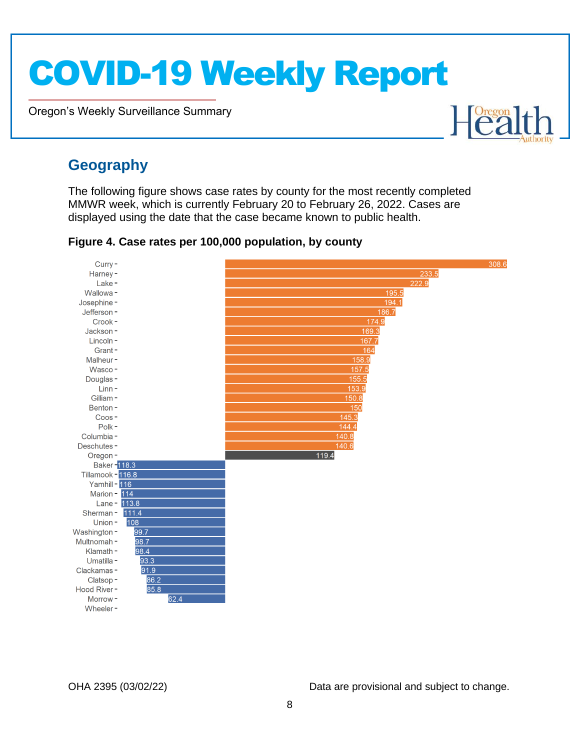## Geography

The following figure shows case rates by county for the most recently completed MMWR week, which is currently February 20 to February 26, 2022. Cases are displayed using the date that the case became known to public health.

**Figure 4. Case rates per 100,000 population, by county**

| County | Case rate per 100,000 |
|---|---|
| Curry | 308.6 |
| Harney | 233.5 |
| Lake | 222.9 |
| Wallowa | 195.5 |
| Josephine | 194.1 |
| Jefferson | 186.7 |
| Crook | 174.9 |
| Jackson | 169.3 |
| Lincoln | 167.7 |
| Grant | 164 |
| Malheur | 158.9 |
| Wasco | 157.5 |
| Douglas | 155.5 |
| Linn | 153.9 |
| Gilliam | 150.8 |
| Benton | 150 |
| Coos | 145.3 |
| Polk | 144.4 |
| Columbia | 140.8 |
| Deschutes | 140.6 |
| Oregon | 119.4 |
| Baker | 118.3 |
| Tillamook | 116.8 |
| Yamhill | 116 |
| Marion | 114 |
| Lane | 113.8 |
| Sherman | 111.4 |
| Union | 108 |
| Washington | 99.7 |
| Multnomah | 98.7 |
| Klamath | 98.4 |
| Umatilla | 93.3 |
| Clackamas | 91.9 |
| Clatsop | 86.2 |
| Hood River | 85.8 |
| Morrow | 62.4 |
| Wheeler | |

OHA 2395 (03/02/22)

Data are provisional and subject to change.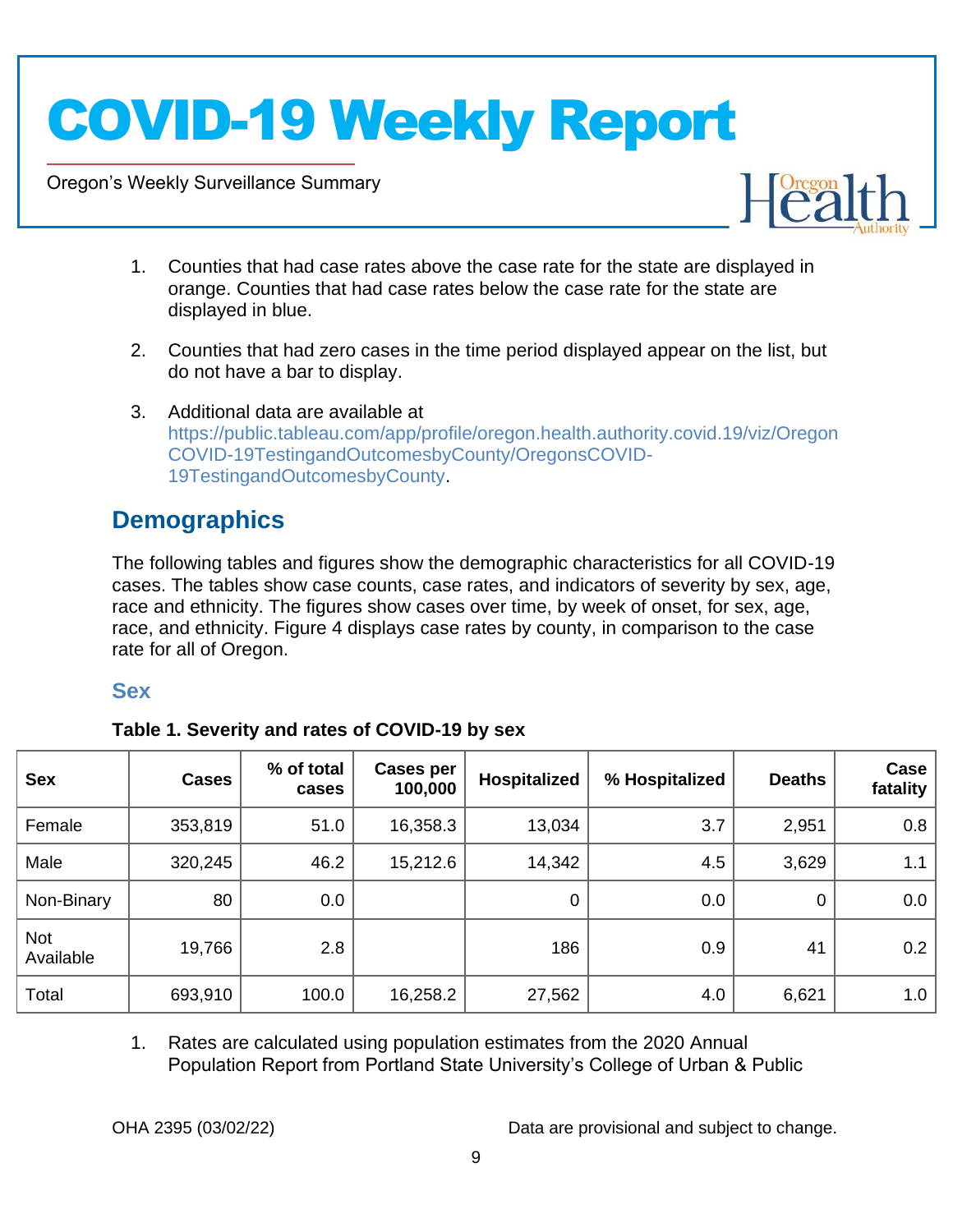1. Counties that had case rates above the case rate for the state are displayed in orange. Counties that had case rates below the case rate for the state are displayed in blue.

2. Counties that had zero cases in the time period displayed appear on the list, but do not have a bar to display.

3. Additional data are available at https://public.tableau.com/app/profile/oregon.health.authority.covid.19/viz/OregonCOVID-19TestingandOutcomesbyCounty/OregonsCOVID-19TestingandOutcomesbyCounty.

## Demographics

The following tables and figures show the demographic characteristics for all COVID-19 cases. The tables show case counts, case rates, and indicators of severity by sex, age, race and ethnicity. The figures show cases over time, by week of onset, for sex, age, race, and ethnicity. Figure 4 displays case rates by county, in comparison to the case rate for all of Oregon.

### Sex

**Table 1. Severity and rates of COVID-19 by sex**

| Sex | Cases | % of total cases | Cases per 100,000 | Hospitalized | % Hospitalized | Deaths | Case fatality |
|---|---|---|---|---|---|---|---|
| Female | 353,819 | 51.0 | 16,358.3 | 13,034 | 3.7 | 2,951 | 0.8 |
| Male | 320,245 | 46.2 | 15,212.6 | 14,342 | 4.5 | 3,629 | 1.1 |
| Non-Binary | 80 | 0.0 | | 0 | 0.0 | 0 | 0.0 |
| Not Available | 19,766 | 2.8 | | 186 | 0.9 | 41 | 0.2 |
| Total | 693,910 | 100.0 | 16,258.2 | 27,562 | 4.0 | 6,621 | 1.0 |

1. Rates are calculated using population estimates from the 2020 Annual Population Report from Portland State University's College of Urban & Public

OHA 2395 (03/02/22)

Data are provisional and subject to change.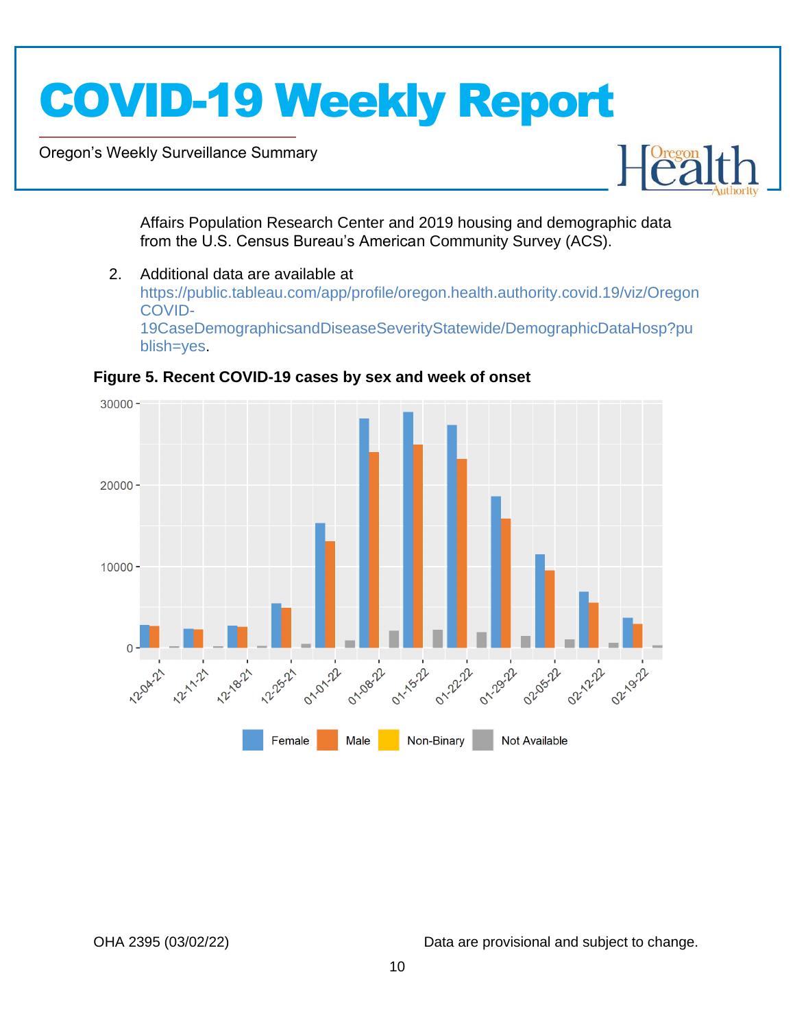Affairs Population Research Center and 2019 housing and demographic data from the U.S. Census Bureau's American Community Survey (ACS).

2. Additional data are available at https://public.tableau.com/app/profile/oregon.health.authority.covid.19/viz/OregonCOVID-19CaseDemographicsandDiseaseSeverityStatewide/DemographicDataHosp?publish=yes.

**Figure 5. Recent COVID-19 cases by sex and week of onset**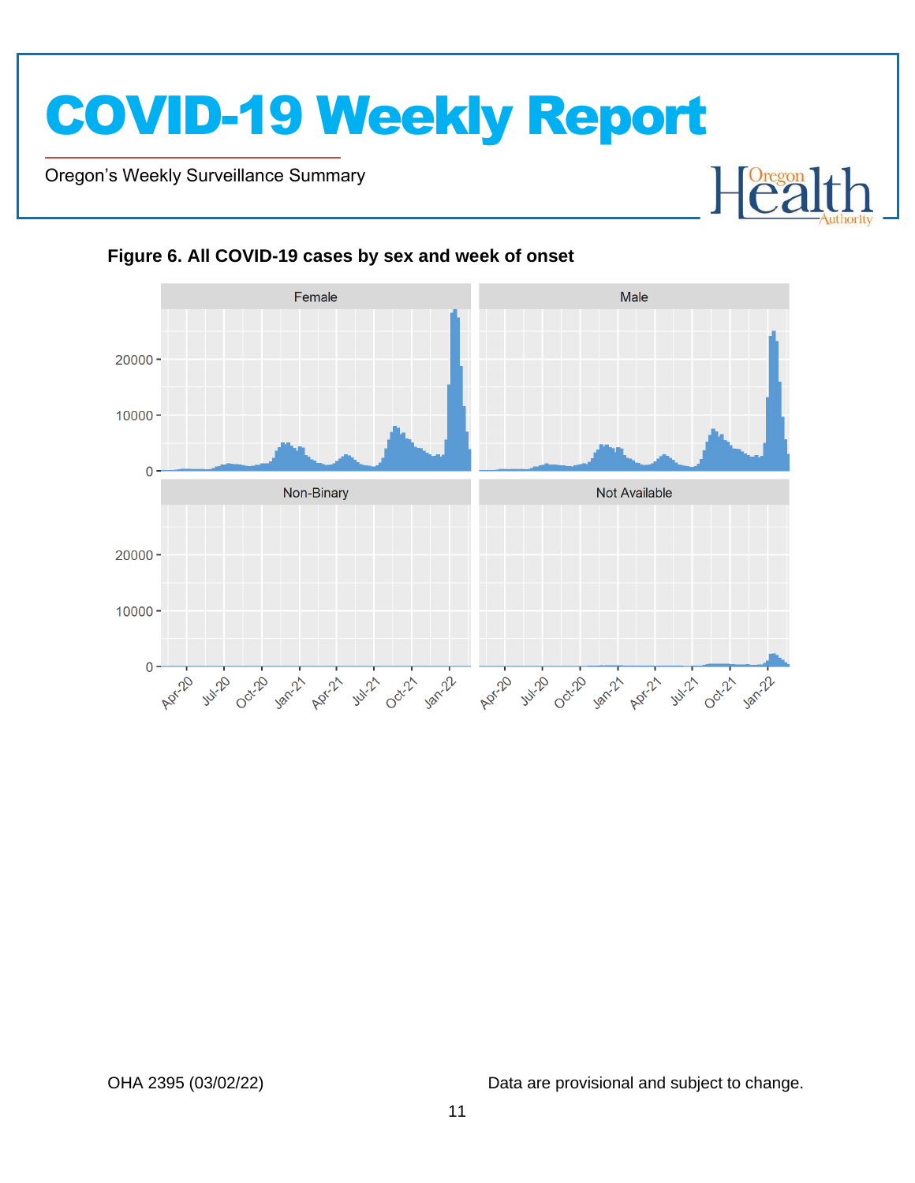**Figure 6. All COVID-19 cases by sex and week of onset**

OHA 2395 (03/02/22)

Data are provisional and subject to change.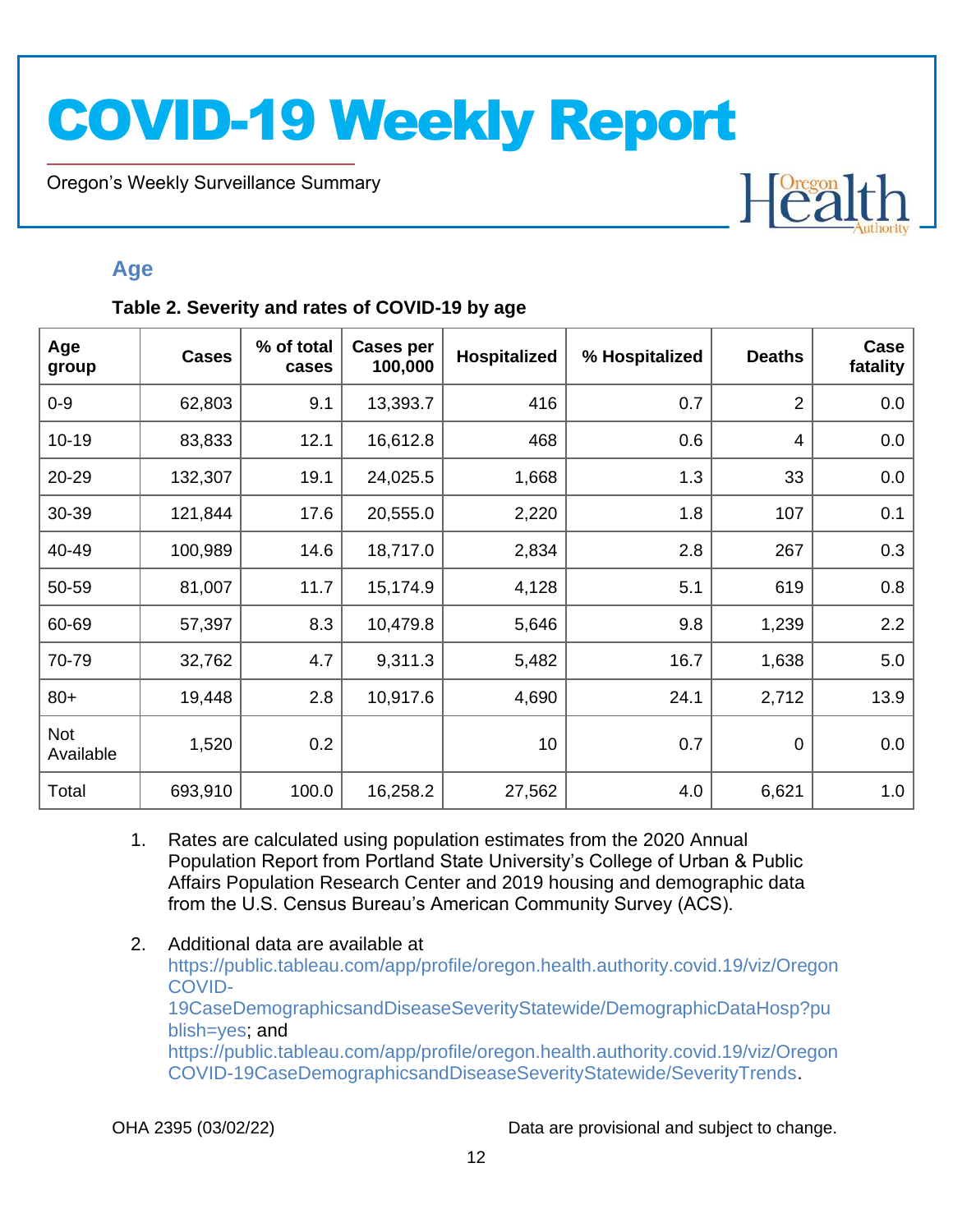## Age

**Table 2. Severity and rates of COVID-19 by age**

| Age group | Cases | % of total cases | Cases per 100,000 | Hospitalized | % Hospitalized | Deaths | Case fatality |
|---|---|---|---|---|---|---|---|
| 0-9 | 62,803 | 9.1 | 13,393.7 | 416 | 0.7 | 2 | 0.0 |
| 10-19 | 83,833 | 12.1 | 16,612.8 | 468 | 0.6 | 4 | 0.0 |
| 20-29 | 132,307 | 19.1 | 24,025.5 | 1,668 | 1.3 | 33 | 0.0 |
| 30-39 | 121,844 | 17.6 | 20,555.0 | 2,220 | 1.8 | 107 | 0.1 |
| 40-49 | 100,989 | 14.6 | 18,717.0 | 2,834 | 2.8 | 267 | 0.3 |
| 50-59 | 81,007 | 11.7 | 15,174.9 | 4,128 | 5.1 | 619 | 0.8 |
| 60-69 | 57,397 | 8.3 | 10,479.8 | 5,646 | 9.8 | 1,239 | 2.2 |
| 70-79 | 32,762 | 4.7 | 9,311.3 | 5,482 | 16.7 | 1,638 | 5.0 |
| 80+ | 19,448 | 2.8 | 10,917.6 | 4,690 | 24.1 | 2,712 | 13.9 |
| Not Available | 1,520 | 0.2 | | 10 | 0.7 | 0 | 0.0 |
| Total | 693,910 | 100.0 | 16,258.2 | 27,562 | 4.0 | 6,621 | 1.0 |

1. Rates are calculated using population estimates from the 2020 Annual Population Report from Portland State University's College of Urban & Public Affairs Population Research Center and 2019 housing and demographic data from the U.S. Census Bureau's American Community Survey (ACS).

2. Additional data are available at https://public.tableau.com/app/profile/oregon.health.authority.covid.19/viz/OregonCOVID-19CaseDemographicsandDiseaseSeverityStatewide/DemographicDataHosp?publish=yes; and https://public.tableau.com/app/profile/oregon.health.authority.covid.19/viz/OregonCOVID-19CaseDemographicsandDiseaseSeverityStatewide/SeverityTrends.

OHA 2395 (03/02/22)

Data are provisional and subject to change.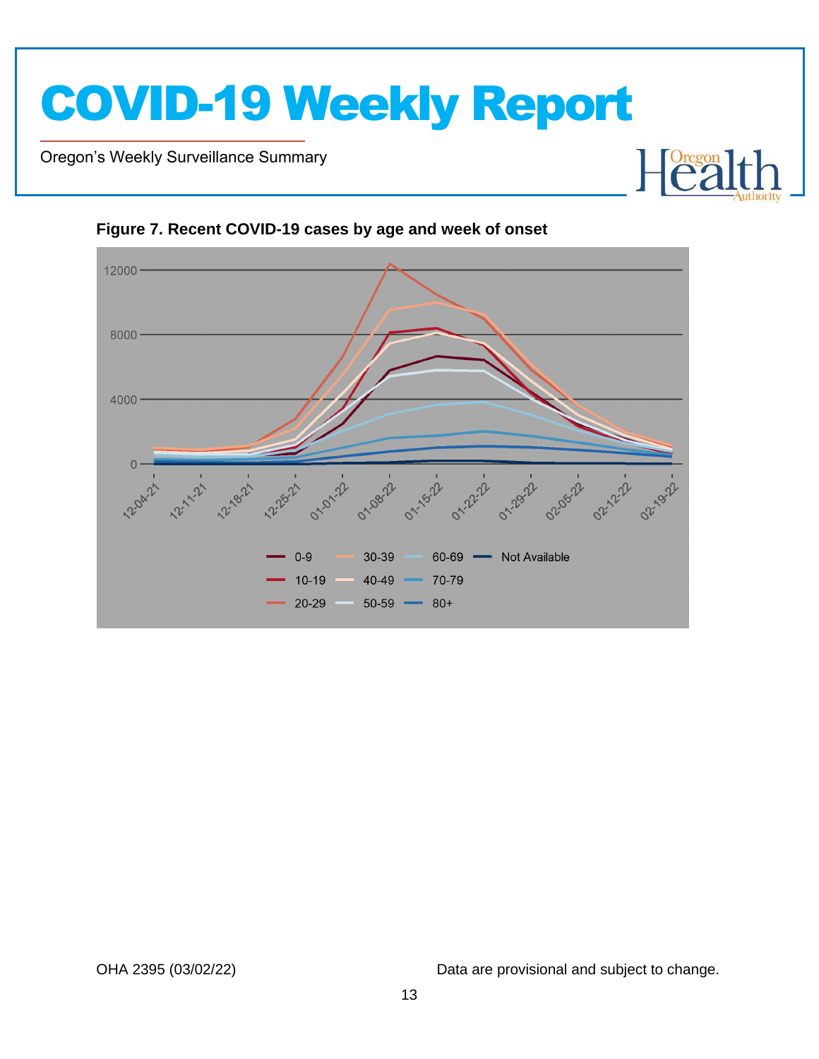**Figure 7. Recent COVID-19 cases by age and week of onset**

OHA 2395 (03/02/22)

Data are provisional and subject to change.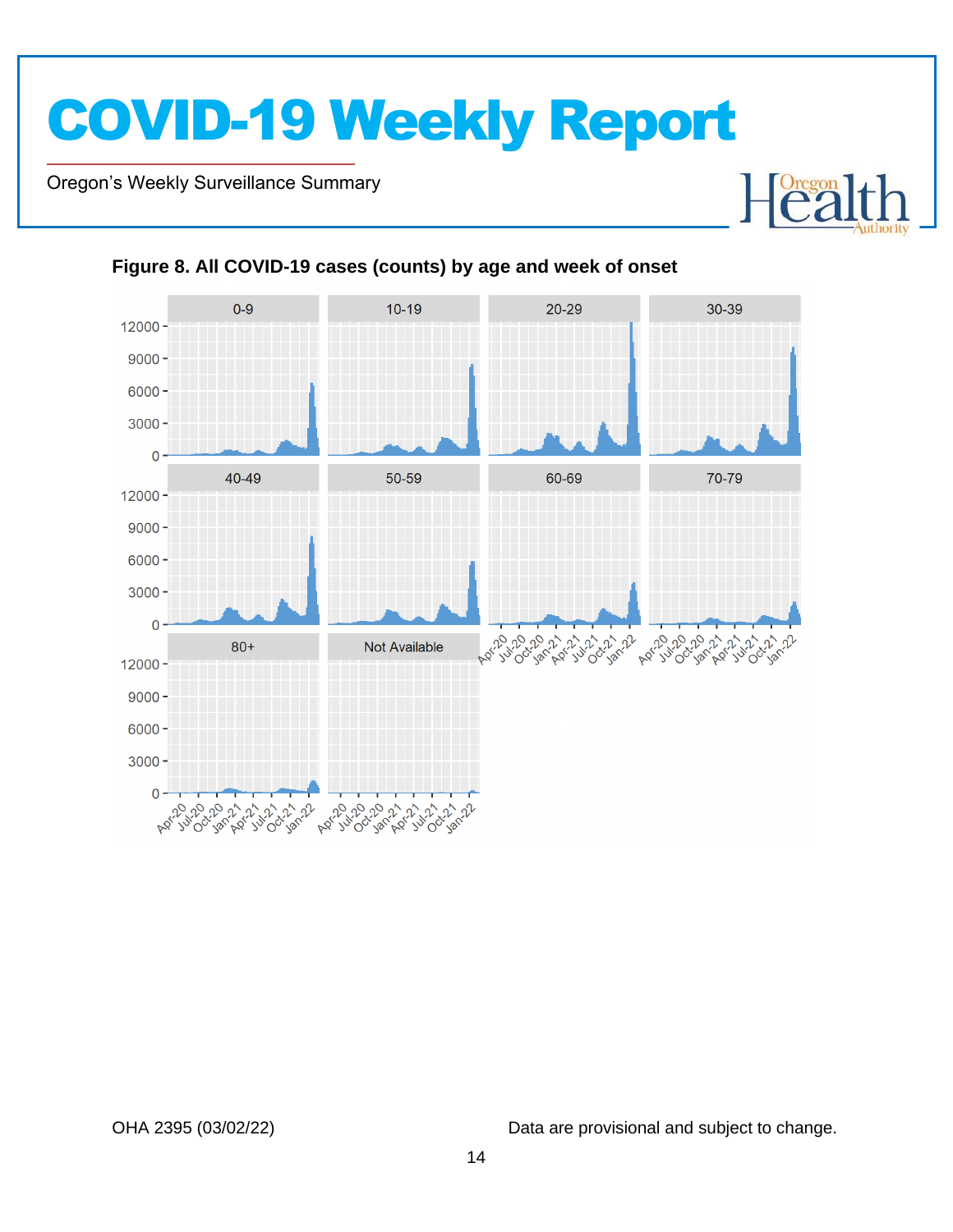**Figure 8. All COVID-19 cases (counts) by age and week of onset**

OHA 2395 (03/02/22)

Data are provisional and subject to change.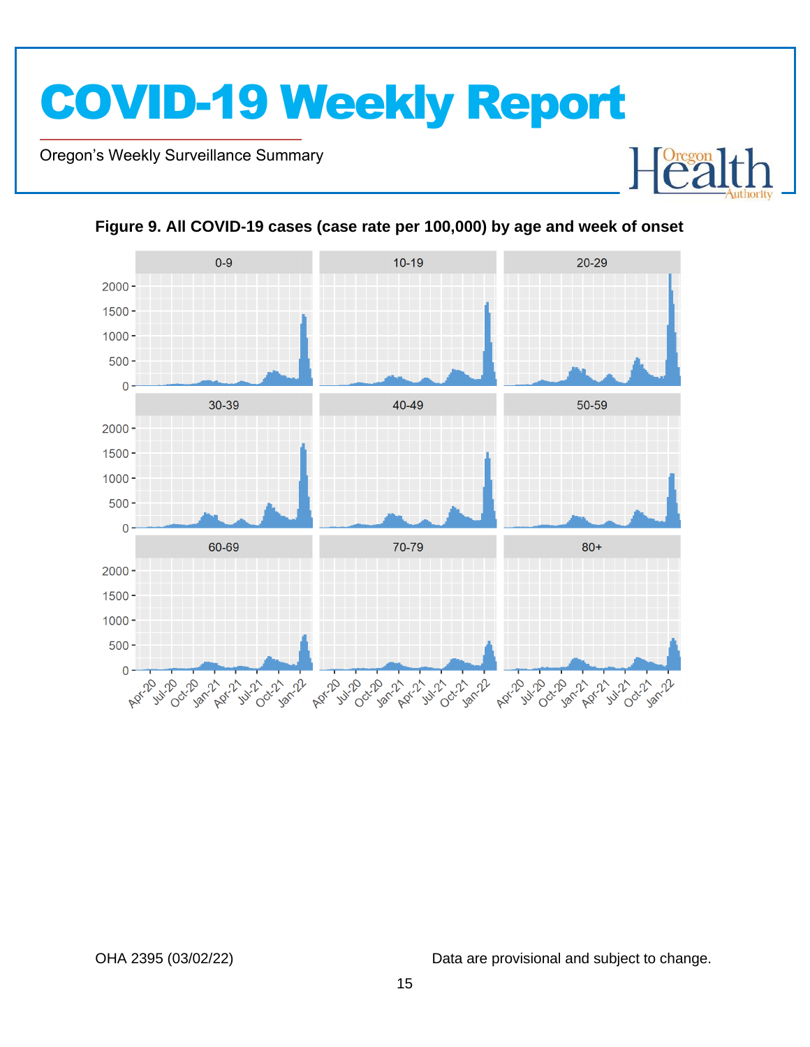**Figure 9. All COVID-19 cases (case rate per 100,000) by age and week of onset**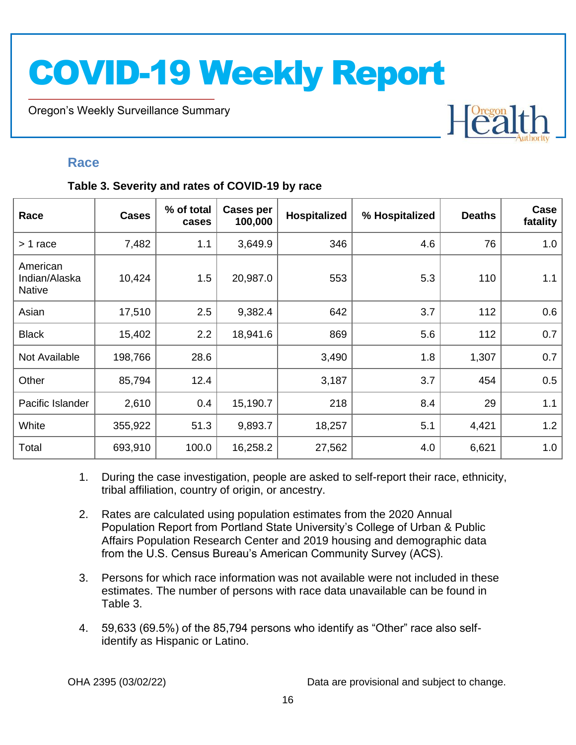## Race

**Table 3. Severity and rates of COVID-19 by race**

| Race | Cases | % of total cases | Cases per 100,000 | Hospitalized | % Hospitalized | Deaths | Case fatality |
|---|---|---|---|---|---|---|---|
| > 1 race | 7,482 | 1.1 | 3,649.9 | 346 | 4.6 | 76 | 1.0 |
| American Indian/Alaska Native | 10,424 | 1.5 | 20,987.0 | 553 | 5.3 | 110 | 1.1 |
| Asian | 17,510 | 2.5 | 9,382.4 | 642 | 3.7 | 112 | 0.6 |
| Black | 15,402 | 2.2 | 18,941.6 | 869 | 5.6 | 112 | 0.7 |
| Not Available | 198,766 | 28.6 | | 3,490 | 1.8 | 1,307 | 0.7 |
| Other | 85,794 | 12.4 | | 3,187 | 3.7 | 454 | 0.5 |
| Pacific Islander | 2,610 | 0.4 | 15,190.7 | 218 | 8.4 | 29 | 1.1 |
| White | 355,922 | 51.3 | 9,893.7 | 18,257 | 5.1 | 4,421 | 1.2 |
| Total | 693,910 | 100.0 | 16,258.2 | 27,562 | 4.0 | 6,621 | 1.0 |

1. During the case investigation, people are asked to self-report their race, ethnicity, tribal affiliation, country of origin, or ancestry.
2. Rates are calculated using population estimates from the 2020 Annual Population Report from Portland State University's College of Urban & Public Affairs Population Research Center and 2019 housing and demographic data from the U.S. Census Bureau's American Community Survey (ACS).
3. Persons for which race information was not available were not included in these estimates. The number of persons with race data unavailable can be found in Table 3.
4. 59,633 (69.5%) of the 85,794 persons who identify as "Other" race also self-identify as Hispanic or Latino.

OHA 2395 (03/02/22) Data are provisional and subject to change.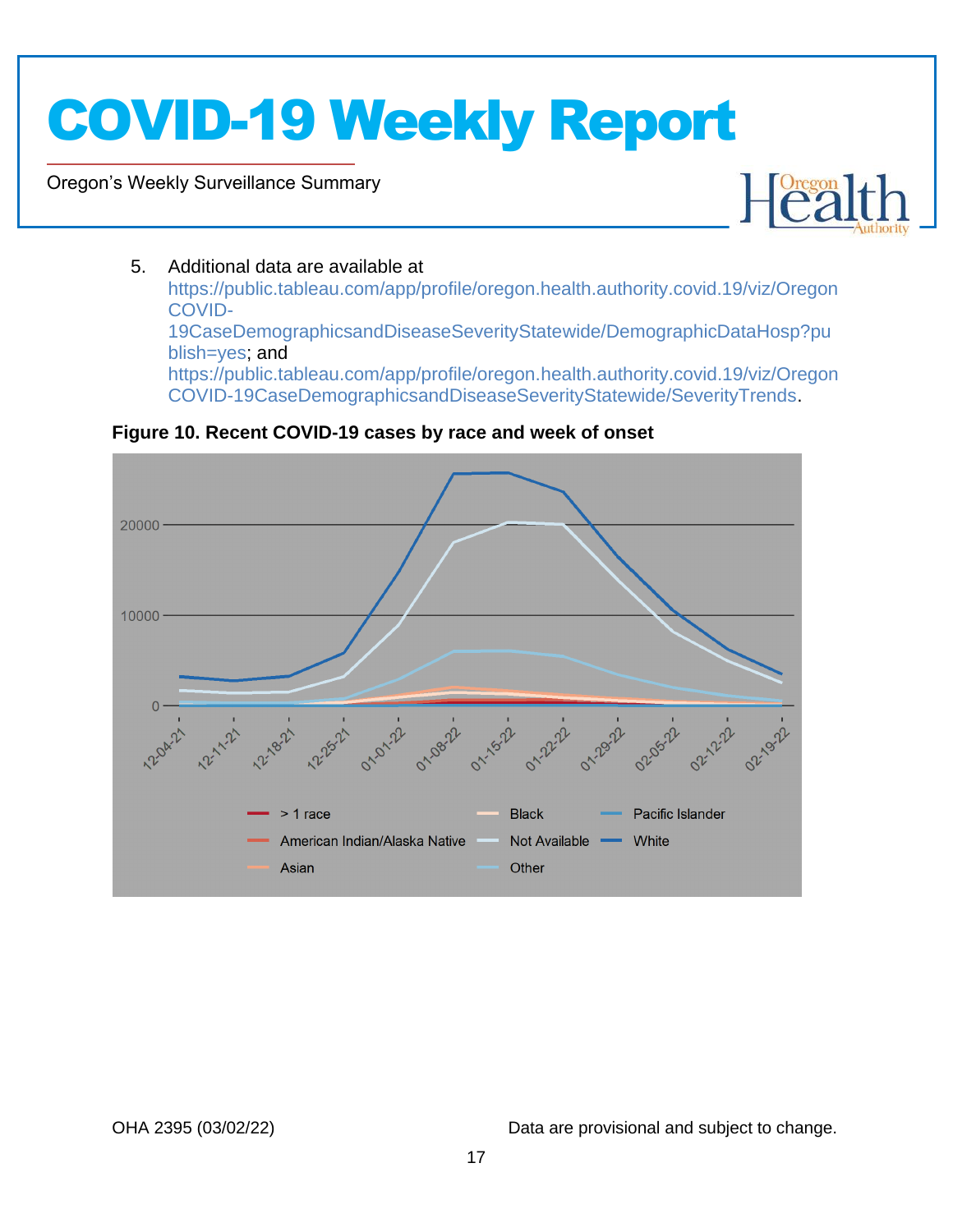5. Additional data are available at https://public.tableau.com/app/profile/oregon.health.authority.covid.19/viz/OregonCOVID-19CaseDemographicsandDiseaseSeverityStatewide/DemographicDataHosp?publish=yes; and https://public.tableau.com/app/profile/oregon.health.authority.covid.19/viz/OregonCOVID-19CaseDemographicsandDiseaseSeverityStatewide/SeverityTrends.

**Figure 10. Recent COVID-19 cases by race and week of onset**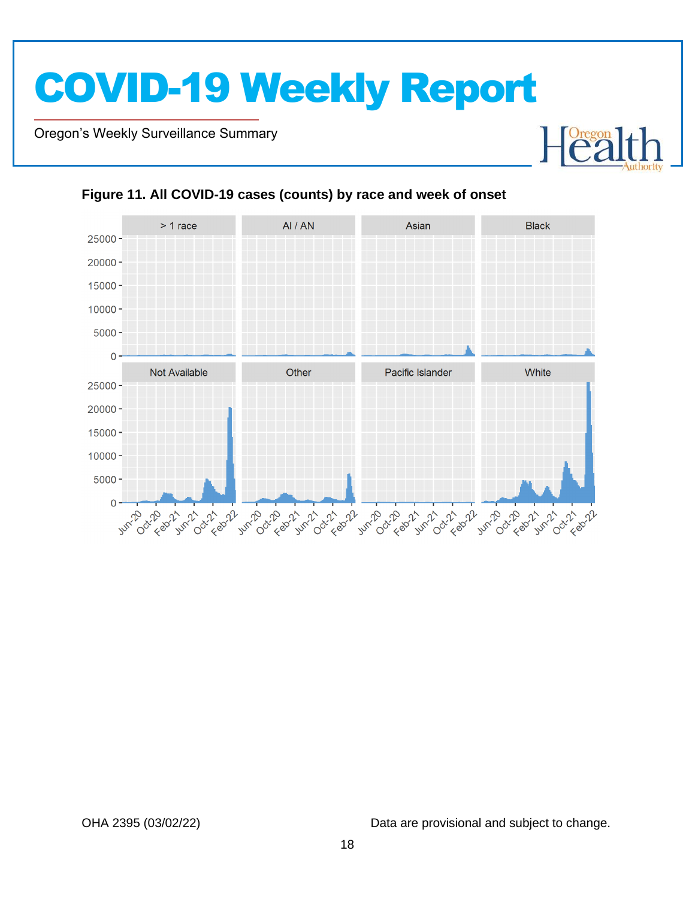**Figure 11. All COVID-19 cases (counts) by race and week of onset**

OHA 2395 (03/02/22)

Data are provisional and subject to change.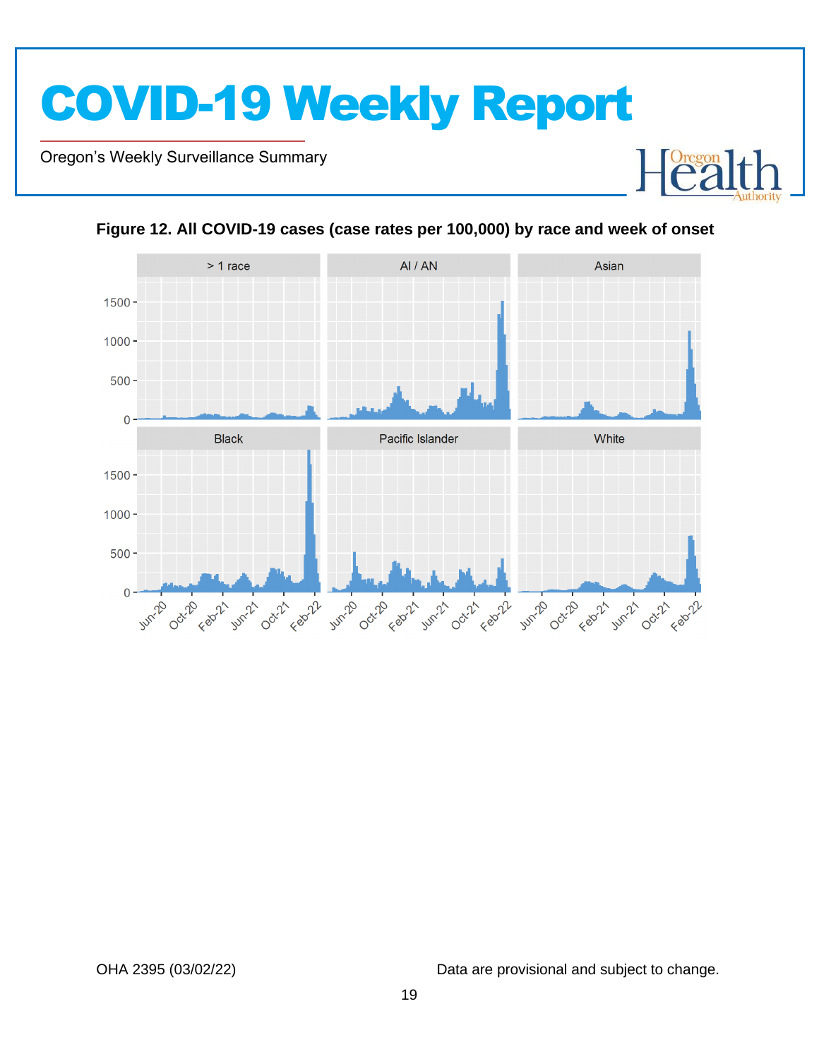**Figure 12. All COVID-19 cases (case rates per 100,000) by race and week of onset**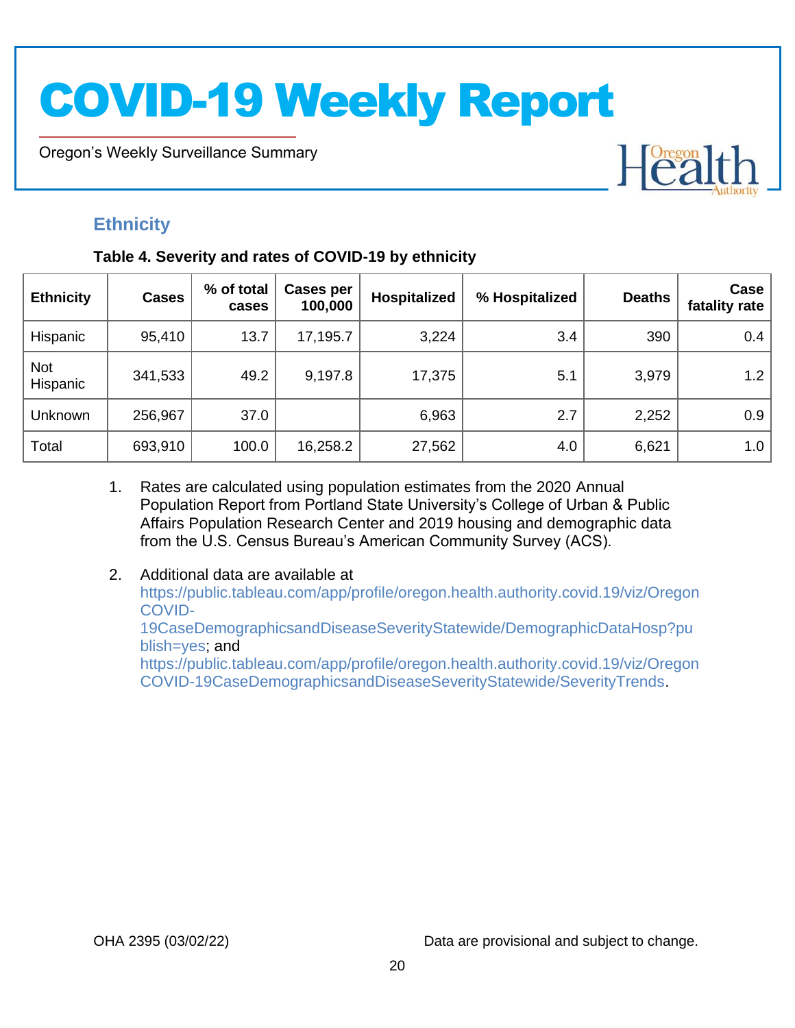## Ethnicity

**Table 4. Severity and rates of COVID-19 by ethnicity**

| Ethnicity | Cases | % of total cases | Cases per 100,000 | Hospitalized | % Hospitalized | Deaths | Case fatality rate |
|---|---|---|---|---|---|---|---|
| Hispanic | 95,410 | 13.7 | 17,195.7 | 3,224 | 3.4 | 390 | 0.4 |
| Not Hispanic | 341,533 | 49.2 | 9,197.8 | 17,375 | 5.1 | 3,979 | 1.2 |
| Unknown | 256,967 | 37.0 | | 6,963 | 2.7 | 2,252 | 0.9 |
| Total | 693,910 | 100.0 | 16,258.2 | 27,562 | 4.0 | 6,621 | 1.0 |

1. Rates are calculated using population estimates from the 2020 Annual Population Report from Portland State University's College of Urban & Public Affairs Population Research Center and 2019 housing and demographic data from the U.S. Census Bureau's American Community Survey (ACS).

2. Additional data are available at https://public.tableau.com/app/profile/oregon.health.authority.covid.19/viz/OregonCOVID-19CaseDemographicsandDiseaseSeverityStatewide/DemographicDataHosp?publish=yes; and https://public.tableau.com/app/profile/oregon.health.authority.covid.19/viz/OregonCOVID-19CaseDemographicsandDiseaseSeverityStatewide/SeverityTrends.

OHA 2395 (03/02/22)

Data are provisional and subject to change.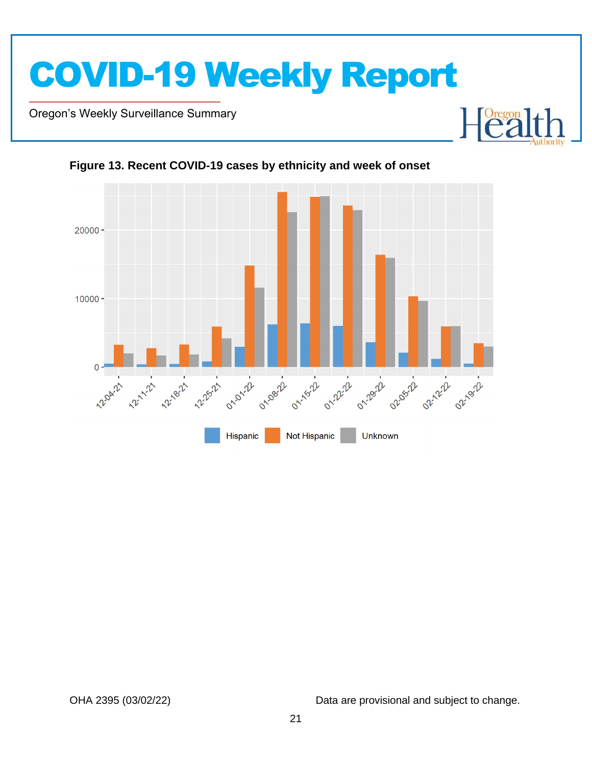**Figure 13. Recent COVID-19 cases by ethnicity and week of onset**

Data are provisional and subject to change.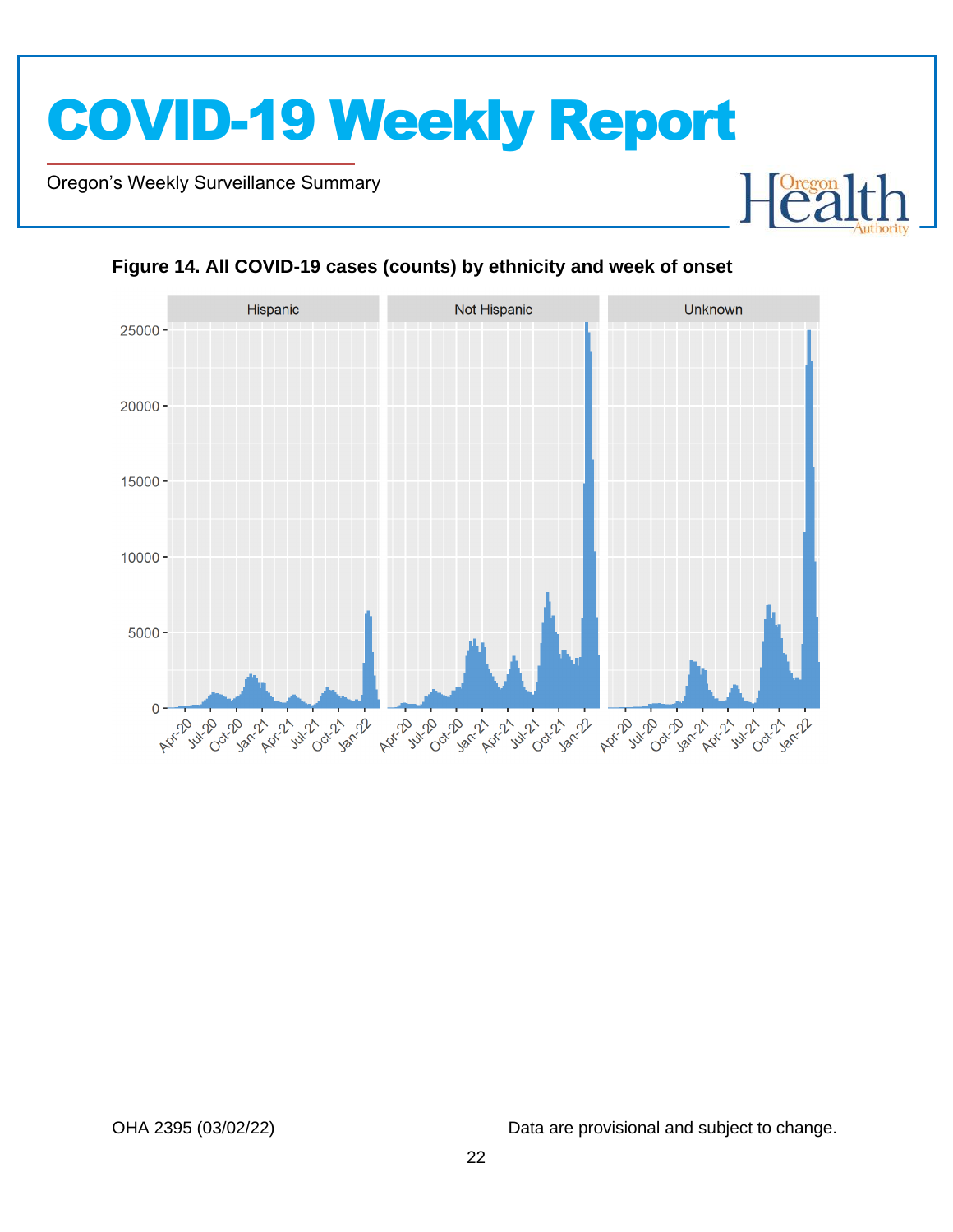**Figure 14. All COVID-19 cases (counts) by ethnicity and week of onset**

OHA 2395 (03/02/22)

Data are provisional and subject to change.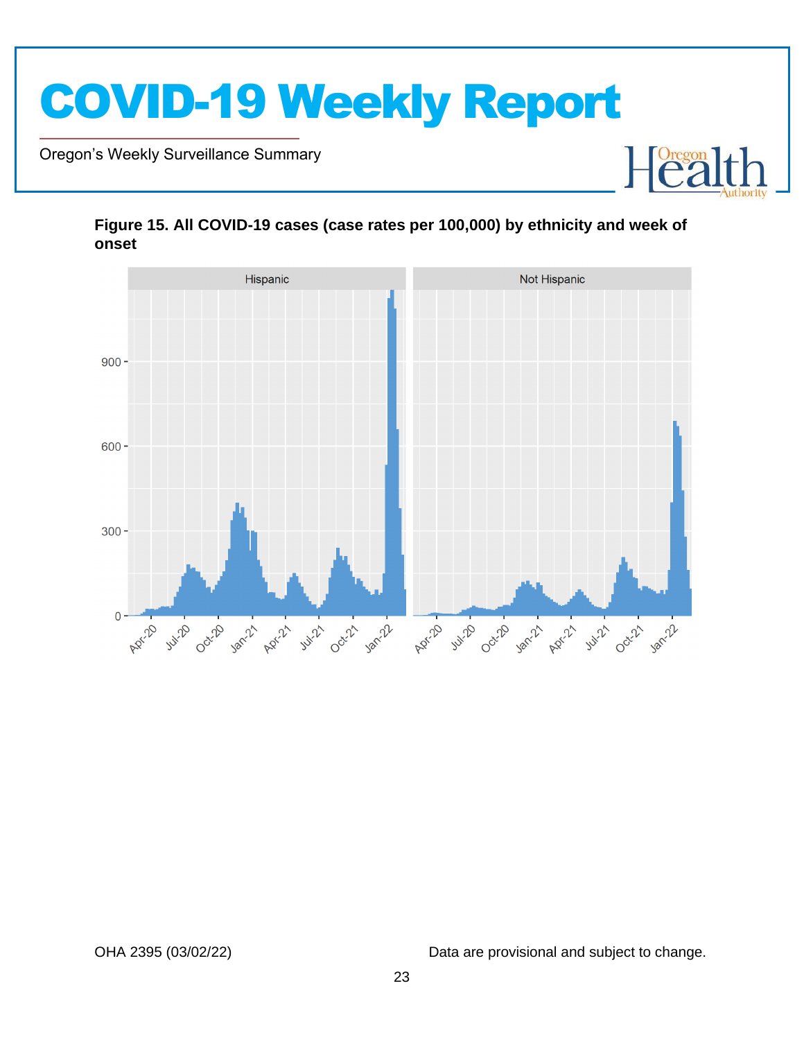**Figure 15. All COVID-19 cases (case rates per 100,000) by ethnicity and week of onset**

Data are provisional and subject to change.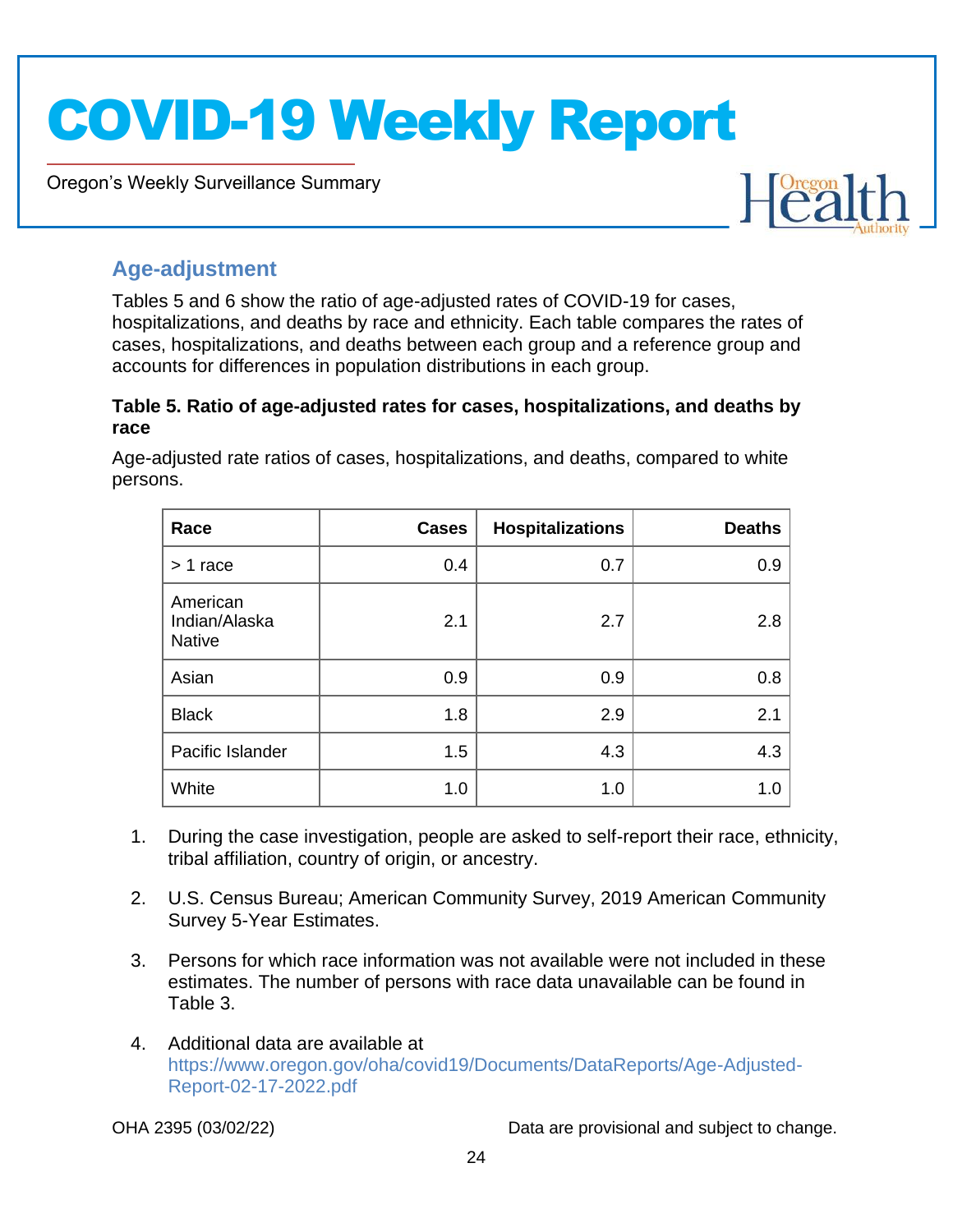## Age-adjustment

Tables 5 and 6 show the ratio of age-adjusted rates of COVID-19 for cases, hospitalizations, and deaths by race and ethnicity. Each table compares the rates of cases, hospitalizations, and deaths between each group and a reference group and accounts for differences in population distributions in each group.

**Table 5. Ratio of age-adjusted rates for cases, hospitalizations, and deaths by race**

Age-adjusted rate ratios of cases, hospitalizations, and deaths, compared to white persons.

| Race | Cases | Hospitalizations | Deaths |
|---|---:|---:|---:|
| > 1 race | 0.4 | 0.7 | 0.9 |
| American Indian/Alaska Native | 2.1 | 2.7 | 2.8 |
| Asian | 0.9 | 0.9 | 0.8 |
| Black | 1.8 | 2.9 | 2.1 |
| Pacific Islander | 1.5 | 4.3 | 4.3 |
| White | 1.0 | 1.0 | 1.0 |

1. During the case investigation, people are asked to self-report their race, ethnicity, tribal affiliation, country of origin, or ancestry.
2. U.S. Census Bureau; American Community Survey, 2019 American Community Survey 5-Year Estimates.
3. Persons for which race information was not available were not included in these estimates. The number of persons with race data unavailable can be found in Table 3.
4. Additional data are available at https://www.oregon.gov/oha/covid19/Documents/DataReports/Age-Adjusted-Report-02-17-2022.pdf

OHA 2395 (03/02/22) Data are provisional and subject to change.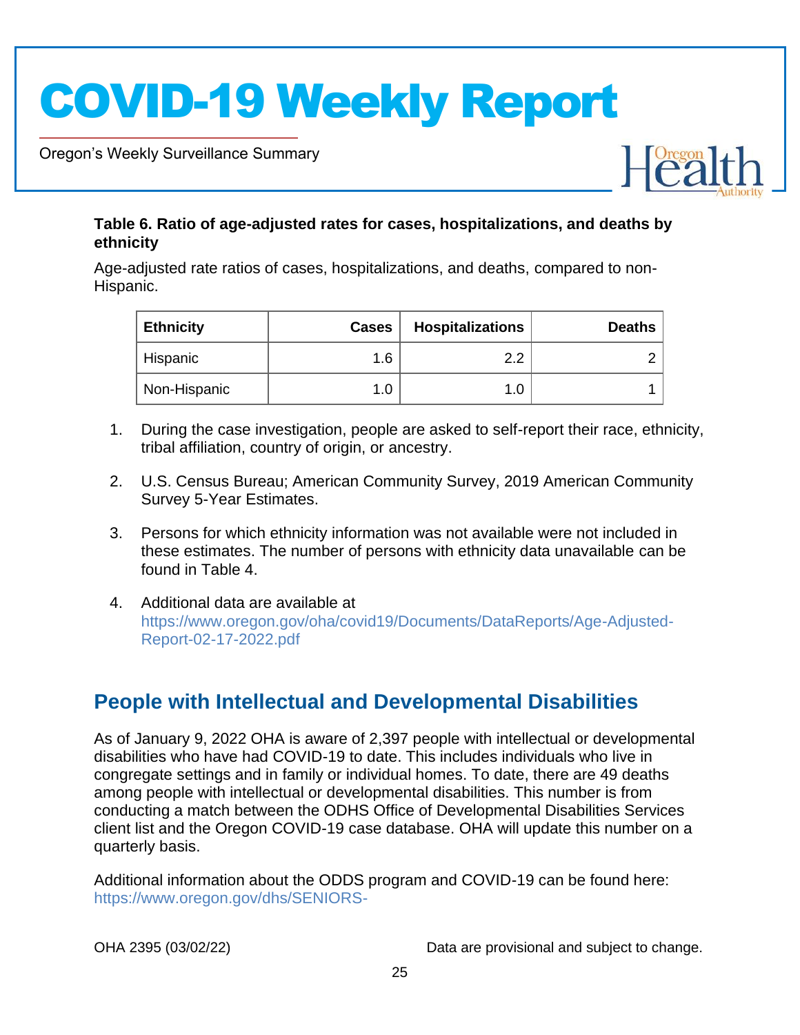**Table 6. Ratio of age-adjusted rates for cases, hospitalizations, and deaths by ethnicity**

Age-adjusted rate ratios of cases, hospitalizations, and deaths, compared to non-Hispanic.

| Ethnicity | Cases | Hospitalizations | Deaths |
|---|---|---|---|
| Hispanic | 1.6 | 2.2 | 2 |
| Non-Hispanic | 1.0 | 1.0 | 1 |

1. During the case investigation, people are asked to self-report their race, ethnicity, tribal affiliation, country of origin, or ancestry.
2. U.S. Census Bureau; American Community Survey, 2019 American Community Survey 5-Year Estimates.
3. Persons for which ethnicity information was not available were not included in these estimates. The number of persons with ethnicity data unavailable can be found in Table 4.
4. Additional data are available at https://www.oregon.gov/oha/covid19/Documents/DataReports/Age-Adjusted-Report-02-17-2022.pdf

## People with Intellectual and Developmental Disabilities

As of January 9, 2022 OHA is aware of 2,397 people with intellectual or developmental disabilities who have had COVID-19 to date. This includes individuals who live in congregate settings and in family or individual homes. To date, there are 49 deaths among people with intellectual or developmental disabilities. This number is from conducting a match between the ODHS Office of Developmental Disabilities Services client list and the Oregon COVID-19 case database. OHA will update this number on a quarterly basis.

Additional information about the ODDS program and COVID-19 can be found here: https://www.oregon.gov/dhs/SENIORS-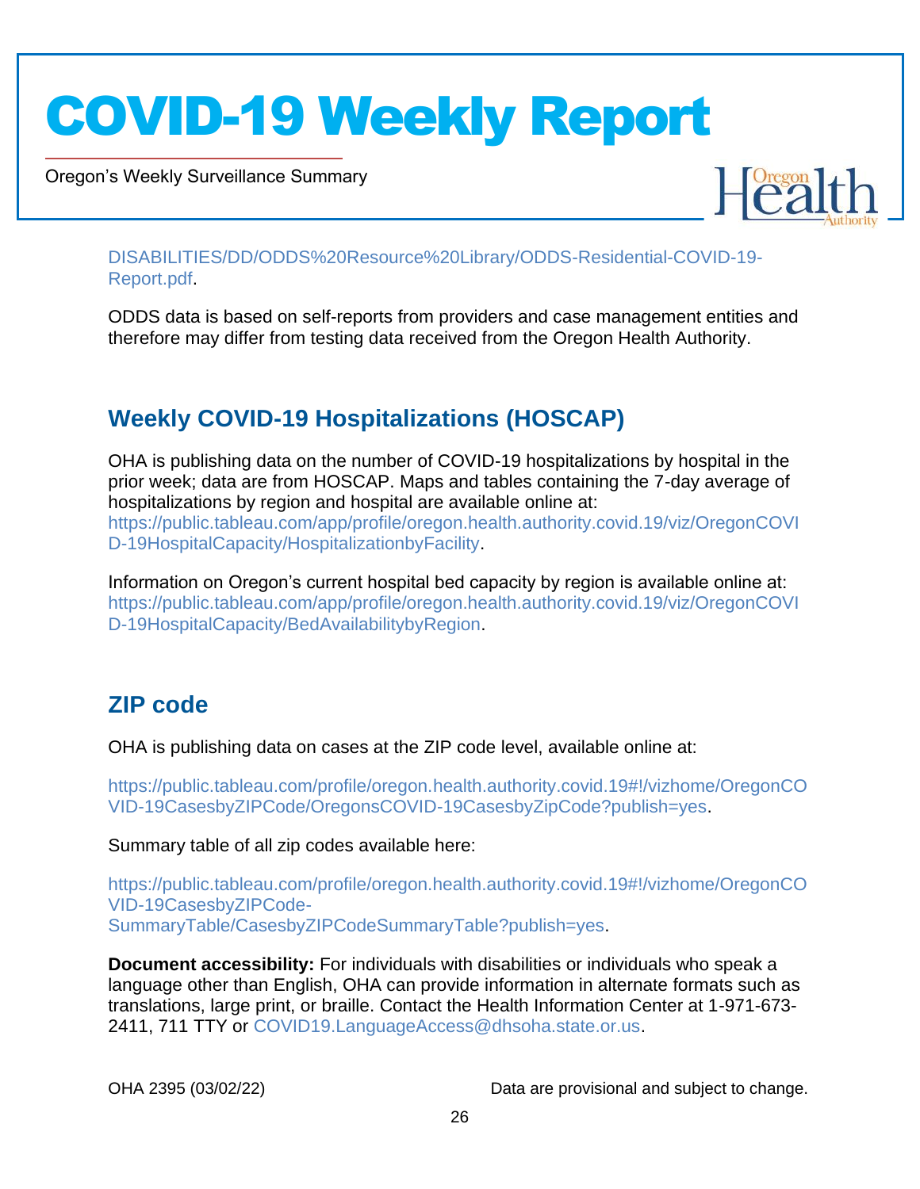DISABILITIES/DD/ODDS%20Resource%20Library/ODDS-Residential-COVID-19-Report.pdf.

ODDS data is based on self-reports from providers and case management entities and therefore may differ from testing data received from the Oregon Health Authority.

## Weekly COVID-19 Hospitalizations (HOSCAP)

OHA is publishing data on the number of COVID-19 hospitalizations by hospital in the prior week; data are from HOSCAP. Maps and tables containing the 7-day average of hospitalizations by region and hospital are available online at: https://public.tableau.com/app/profile/oregon.health.authority.covid.19/viz/OregonCOVID-19HospitalCapacity/HospitalizationbyFacility.

Information on Oregon's current hospital bed capacity by region is available online at: https://public.tableau.com/app/profile/oregon.health.authority.covid.19/viz/OregonCOVID-19HospitalCapacity/BedAvailabilitybyRegion.

## ZIP code

OHA is publishing data on cases at the ZIP code level, available online at:

https://public.tableau.com/profile/oregon.health.authority.covid.19#!/vizhome/OregonCOVID-19CasesbyZIPCode/OregonsCOVID-19CasesbyZipCode?publish=yes.

Summary table of all zip codes available here:

https://public.tableau.com/profile/oregon.health.authority.covid.19#!/vizhome/OregonCOVID-19CasesbyZIPCode-SummaryTable/CasesbyZIPCodeSummaryTable?publish=yes.

**Document accessibility:** For individuals with disabilities or individuals who speak a language other than English, OHA can provide information in alternate formats such as translations, large print, or braille. Contact the Health Information Center at 1-971-673-2411, 711 TTY or COVID19.LanguageAccess@dhsoha.state.or.us.

OHA 2395 (03/02/22)

Data are provisional and subject to change.